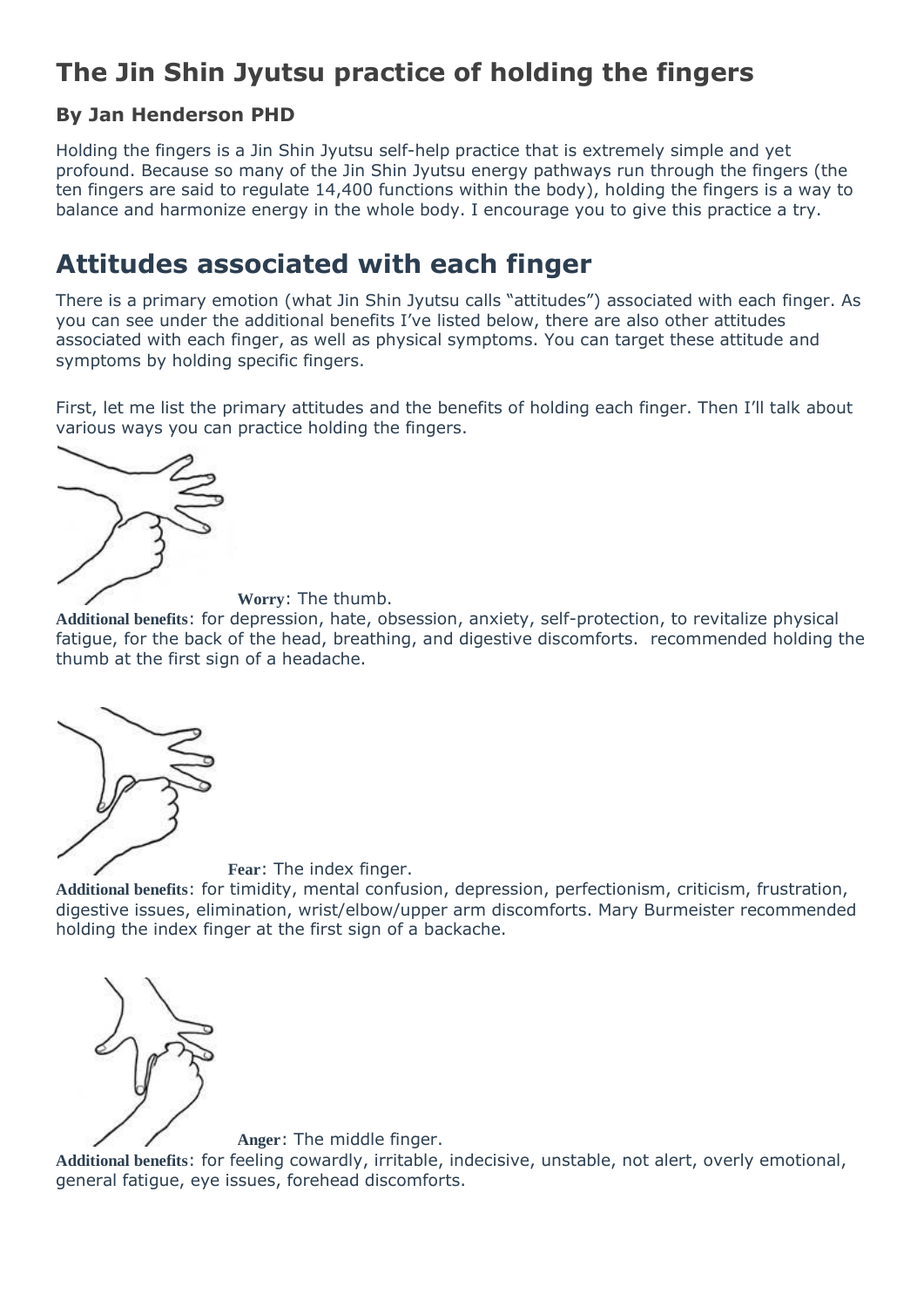# The Jin Shin Jyutsu practice of holding the fingers

### By Jan Henderson PHD

Holding the fingers is a Jin Shin Jyutsu self-help practice that is extremely simple and yet profound. Because so many of the Jin Shin Jyutsu energy pathways run through the fingers (the ten fingers are said to regulate 14,400 functions within the body), holding the fingers is a way to balance and harmonize energy in the whole body. I encourage you to give this practice a try.

## Attitudes associated with each finger

There is a primary emotion (what Jin Shin Jyutsu calls "attitudes") associated with each finger. As you can see under the additional benefits I've listed below, there are also other attitudes associated with each finger, as well as physical symptoms. You can target these attitude and symptoms by holding specific fingers.

First, let me list the primary attitudes and the benefits of holding each finger. Then I'll talk about various ways you can practice holding the fingers.

**Worry**: The thumb.

**Additional benefits**: for depression, hate, obsession, anxiety, self-protection, to revitalize physical fatigue, for the back of the head, breathing, and digestive discomforts. recommended holding the thumb at the first sign of a headache.

**Fear**: The index finger.

**Additional benefits**: for timidity, mental confusion, depression, perfectionism, criticism, frustration, digestive issues, elimination, wrist/elbow/upper arm discomforts. Mary Burmeister recommended holding the index finger at the first sign of a backache.

**Anger**: The middle finger.

**Additional benefits**: for feeling cowardly, irritable, indecisive, unstable, not alert, overly emotional, general fatigue, eye issues, forehead discomforts.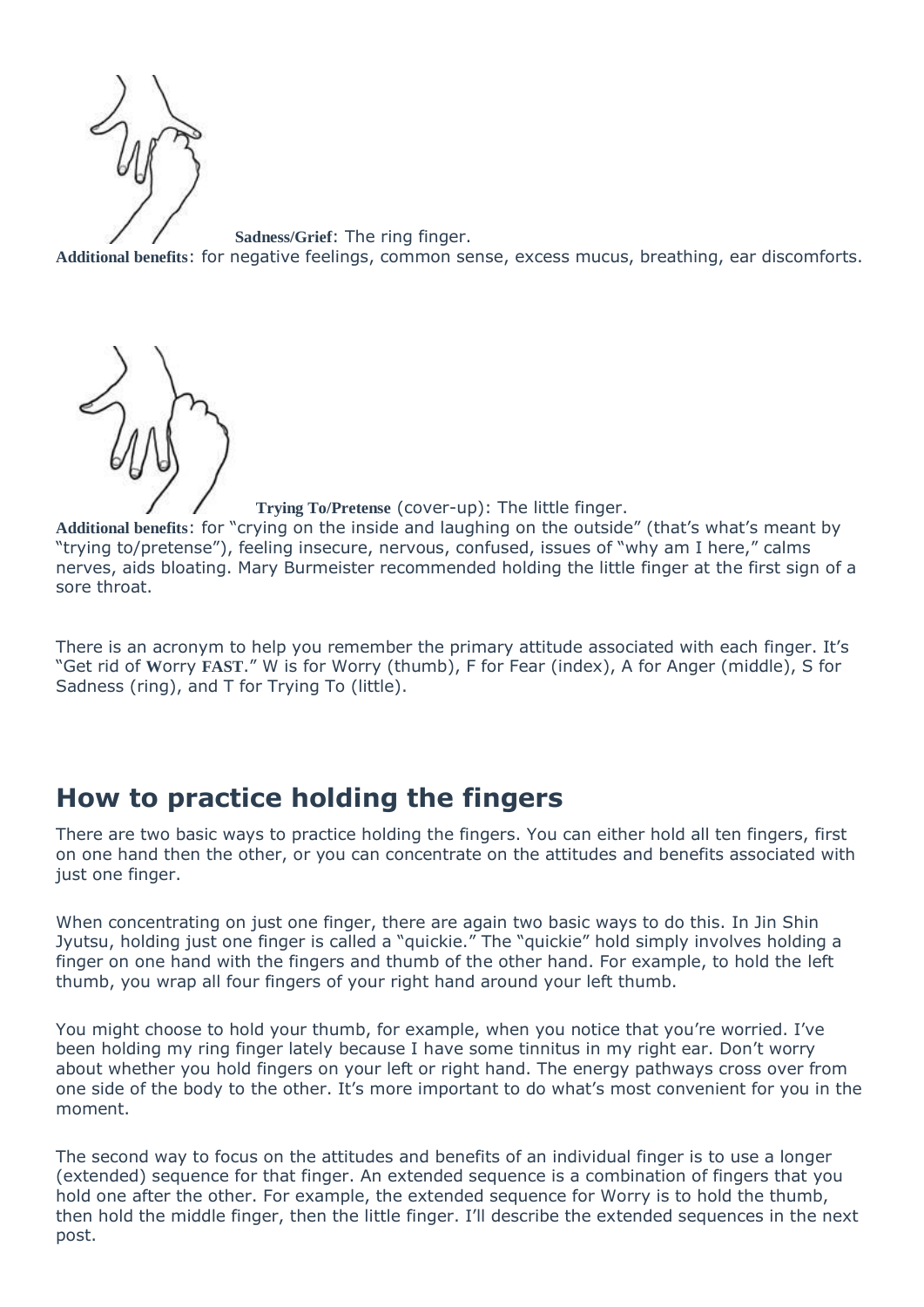**Sadness/Grief**: The ring finger.

**Additional benefits**: for negative feelings, common sense, excess mucus, breathing, ear discomforts.

**Trying To/Pretense** (cover-up): The little finger.

**Additional benefits**: for "crying on the inside and laughing on the outside" (that's what's meant by "trying to/pretense"), feeling insecure, nervous, confused, issues of "why am I here," calms nerves, aids bloating. Mary Burmeister recommended holding the little finger at the first sign of a sore throat.

There is an acronym to help you remember the primary attitude associated with each finger. It's "Get rid of **W**orry **FAST**." W is for Worry (thumb), F for Fear (index), A for Anger (middle), S for Sadness (ring), and T for Trying To (little).

## How to practice holding the fingers

There are two basic ways to practice holding the fingers. You can either hold all ten fingers, first on one hand then the other, or you can concentrate on the attitudes and benefits associated with just one finger.

When concentrating on just one finger, there are again two basic ways to do this. In Jin Shin Jyutsu, holding just one finger is called a "quickie." The "quickie" hold simply involves holding a finger on one hand with the fingers and thumb of the other hand. For example, to hold the left thumb, you wrap all four fingers of your right hand around your left thumb.

You might choose to hold your thumb, for example, when you notice that you're worried. I've been holding my ring finger lately because I have some tinnitus in my right ear. Don't worry about whether you hold fingers on your left or right hand. The energy pathways cross over from one side of the body to the other. It's more important to do what's most convenient for you in the moment.

The second way to focus on the attitudes and benefits of an individual finger is to use a longer (extended) sequence for that finger. An extended sequence is a combination of fingers that you hold one after the other. For example, the extended sequence for Worry is to hold the thumb, then hold the middle finger, then the little finger. I'll describe the extended sequences in the next post.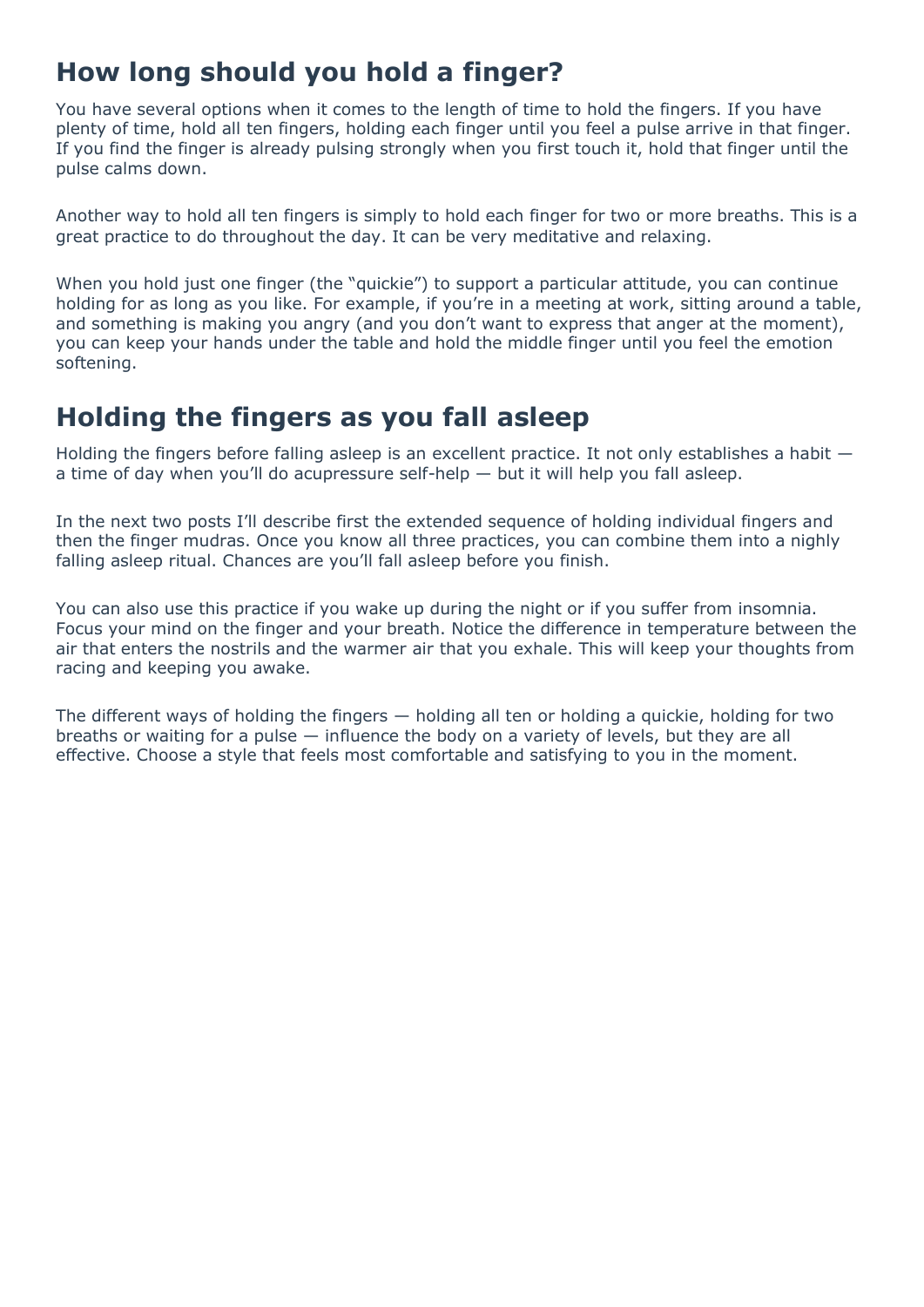## How long should you hold a finger?

You have several options when it comes to the length of time to hold the fingers. If you have plenty of time, hold all ten fingers, holding each finger until you feel a pulse arrive in that finger. If you find the finger is already pulsing strongly when you first touch it, hold that finger until the pulse calms down.

Another way to hold all ten fingers is simply to hold each finger for two or more breaths. This is a great practice to do throughout the day. It can be very meditative and relaxing.

When you hold just one finger (the "quickie") to support a particular attitude, you can continue holding for as long as you like. For example, if you're in a meeting at work, sitting around a table, and something is making you angry (and you don't want to express that anger at the moment), you can keep your hands under the table and hold the middle finger until you feel the emotion softening.

## Holding the fingers as you fall asleep

Holding the fingers before falling asleep is an excellent practice. It not only establishes a habit — a time of day when you'll do acupressure self-help — but it will help you fall asleep.

In the next two posts I'll describe first the extended sequence of holding individual fingers and then the finger mudras. Once you know all three practices, you can combine them into a nighly falling asleep ritual. Chances are you'll fall asleep before you finish.

You can also use this practice if you wake up during the night or if you suffer from insomnia. Focus your mind on the finger and your breath. Notice the difference in temperature between the air that enters the nostrils and the warmer air that you exhale. This will keep your thoughts from racing and keeping you awake.

The different ways of holding the fingers — holding all ten or holding a quickie, holding for two breaths or waiting for a pulse — influence the body on a variety of levels, but they are all effective. Choose a style that feels most comfortable and satisfying to you in the moment.